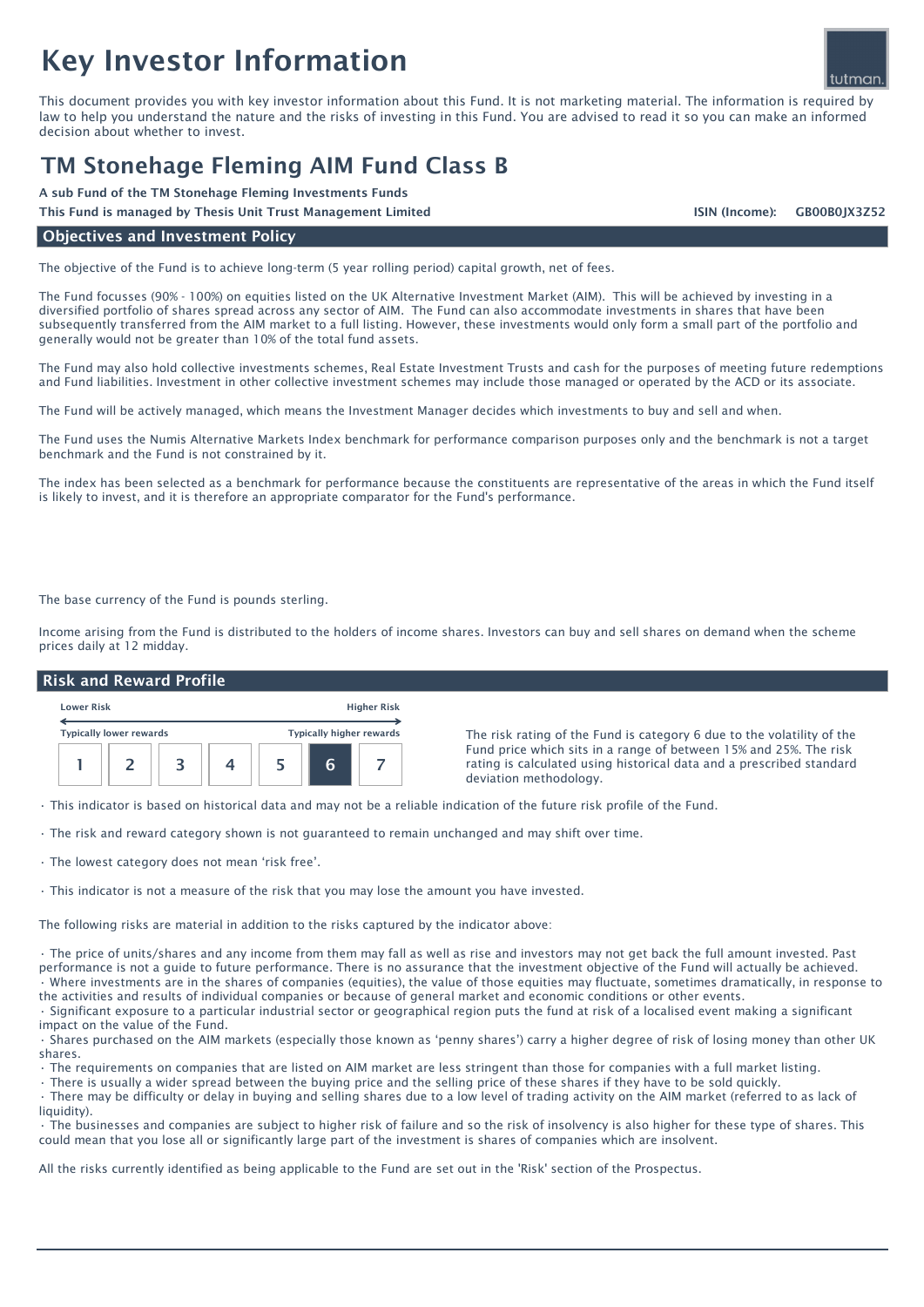# Key Investor Information

This document provides you with key investor information about this Fund. It is not marketing material. The information is required by law to help you understand the nature and the risks of investing in this Fund. You are advised to read it so you can make an informed decision about whether to invest.

## TM Stonehage Fleming AIM Fund Class B

**A sub Fund of the TM Stonehage Fleming Investments Funds**

**This Fund is managed by Thesis Unit Trust Management Limited**

**ISIN (Income): GB00B0JX3Z52**

### Objectives and Investment Policy

The objective of the Fund is to achieve long-term (5 year rolling period) capital growth, net of fees.

The Fund focusses (90% - 100%) on equities listed on the UK Alternative Investment Market (AIM). This will be achieved by investing in a diversified portfolio of shares spread across any sector of AIM. The Fund can also accommodate investments in shares that have been subsequently transferred from the AIM market to a full listing. However, these investments would only form a small part of the portfolio and generally would not be greater than 10% of the total fund assets.

The Fund may also hold collective investments schemes, Real Estate Investment Trusts and cash for the purposes of meeting future redemptions and Fund liabilities. Investment in other collective investment schemes may include those managed or operated by the ACD or its associate.

The Fund will be actively managed, which means the Investment Manager decides which investments to buy and sell and when.

The Fund uses the Numis Alternative Markets Index benchmark for performance comparison purposes only and the benchmark is not a target benchmark and the Fund is not constrained by it.

The index has been selected as a benchmark for performance because the constituents are representative of the areas in which the Fund itself is likely to invest, and it is therefore an appropriate comparator for the Fund's performance.

The base currency of the Fund is pounds sterling.

Income arising from the Fund is distributed to the holders of income shares. Investors can buy and sell shares on demand when the scheme prices daily at 12 midday.

### Risk and Reward Profile

| Lower Risk | | | | | | Higher Risk |
|---|---|---|---|---|---|---|
| Typically lower rewards | | | | | | Typically higher rewards |
| 1 | 2 | 3 | 4 | 5 | **6** | 7 |

The risk rating of the Fund is category 6 due to the volatility of the Fund price which sits in a range of between 15% and 25%. The risk rating is calculated using historical data and a prescribed standard deviation methodology.

- This indicator is based on historical data and may not be a reliable indication of the future risk profile of the Fund.
- The risk and reward category shown is not guaranteed to remain unchanged and may shift over time.
- The lowest category does not mean 'risk free'.
- This indicator is not a measure of the risk that you may lose the amount you have invested.

The following risks are material in addition to the risks captured by the indicator above:

- The price of units/shares and any income from them may fall as well as rise and investors may not get back the full amount invested. Past performance is not a guide to future performance. There is no assurance that the investment objective of the Fund will actually be achieved.
- Where investments are in the shares of companies (equities), the value of those equities may fluctuate, sometimes dramatically, in response to the activities and results of individual companies or because of general market and economic conditions or other events.
- Significant exposure to a particular industrial sector or geographical region puts the fund at risk of a localised event making a significant impact on the value of the Fund.
- Shares purchased on the AIM markets (especially those known as 'penny shares') carry a higher degree of risk of losing money than other UK shares.
- The requirements on companies that are listed on AIM market are less stringent than those for companies with a full market listing.
- There is usually a wider spread between the buying price and the selling price of these shares if they have to be sold quickly.
- There may be difficulty or delay in buying and selling shares due to a low level of trading activity on the AIM market (referred to as lack of liquidity).
- The businesses and companies are subject to higher risk of failure and so the risk of insolvency is also higher for these type of shares. This could mean that you lose all or significantly large part of the investment is shares of companies which are insolvent.

All the risks currently identified as being applicable to the Fund are set out in the 'Risk' section of the Prospectus.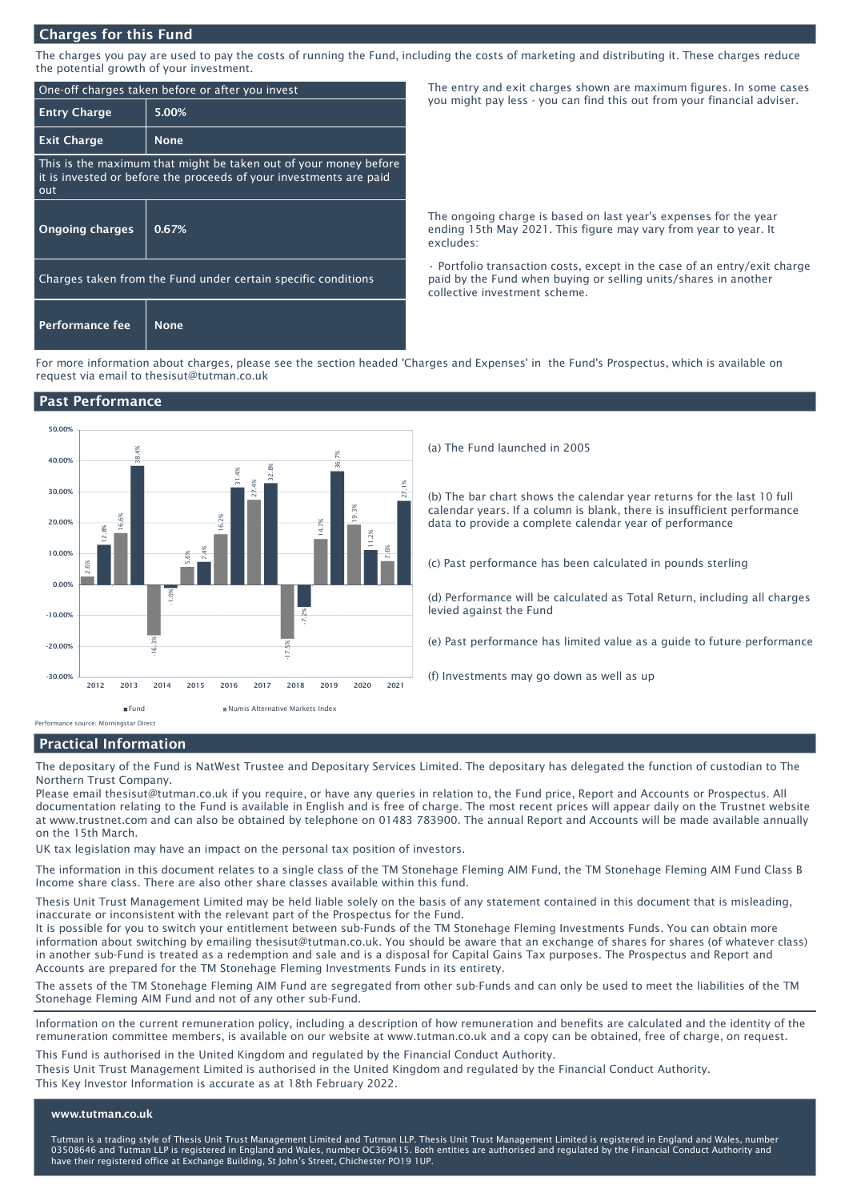## Charges for this Fund

The charges you pay are used to pay the costs of running the Fund, including the costs of marketing and distributing it. These charges reduce the potential growth of your investment.

| One-off charges taken before or after you invest | |
|---|---|
| **Entry Charge** | **5.00%** |
| **Exit Charge** | **None** |
| This is the maximum that might be taken out of your money before it is invested or before the proceeds of your investments are paid out | |
| **Ongoing charges** | **0.67%** |
| Charges taken from the Fund under certain specific conditions | |
| **Performance fee** | **None** |

The entry and exit charges shown are maximum figures. In some cases you might pay less - you can find this out from your financial adviser.

The ongoing charge is based on last year's expenses for the year ending 15th May 2021. This figure may vary from year to year. It excludes:

· Portfolio transaction costs, except in the case of an entry/exit charge paid by the Fund when buying or selling units/shares in another collective investment scheme.

For more information about charges, please see the section headed 'Charges and Expenses' in the Fund's Prospectus, which is available on request via email to thesisut@tutman.co.uk

## Past Performance

50.00%
40.00%
30.00%
20.00%
10.00%
0.00%
-10.00%
-20.00%
-30.00%

2012 2013 2014 2015 2016 2017 2018 2019 2020 2021

2.6% 12.8% 16.6% 38.4% -16.3% -1.0% 5.6% 7.4% 16.2% 31.4% 27.4% 32.8% -17.5% -7.2% 14.7% 36.7% 19.3% 11.2% 7.6% 27.1%

Fund
Numis Alternative Markets Index

Performance source: Morningstar Direct

(a) The Fund launched in 2005

(b) The bar chart shows the calendar year returns for the last 10 full calendar years. If a column is blank, there is insufficient performance data to provide a complete calendar year of performance

(c) Past performance has been calculated in pounds sterling

(d) Performance will be calculated as Total Return, including all charges levied against the Fund

(e) Past performance has limited value as a guide to future performance

(f) Investments may go down as well as up

## Practical Information

The depositary of the Fund is NatWest Trustee and Depositary Services Limited. The depositary has delegated the function of custodian to The Northern Trust Company.

Please email thesisut@tutman.co.uk if you require, or have any queries in relation to, the Fund price, Report and Accounts or Prospectus. All documentation relating to the Fund is available in English and is free of charge. The most recent prices will appear daily on the Trustnet website at www.trustnet.com and can also be obtained by telephone on 01483 783900. The annual Report and Accounts will be made available annually on the 15th March.

UK tax legislation may have an impact on the personal tax position of investors.

The information in this document relates to a single class of the TM Stonehage Fleming AIM Fund, the TM Stonehage Fleming AIM Fund Class B Income share class. There are also other share classes available within this fund.

Thesis Unit Trust Management Limited may be held liable solely on the basis of any statement contained in this document that is misleading, inaccurate or inconsistent with the relevant part of the Prospectus for the Fund.

It is possible for you to switch your entitlement between sub-Funds of the TM Stonehage Fleming Investments Funds. You can obtain more information about switching by emailing thesisut@tutman.co.uk. You should be aware that an exchange of shares for shares (of whatever class) in another sub-Fund is treated as a redemption and sale and is a disposal for Capital Gains Tax purposes. The Prospectus and Report and Accounts are prepared for the TM Stonehage Fleming Investments Funds in its entirety.

The assets of the TM Stonehage Fleming AIM Fund are segregated from other sub-Funds and can only be used to meet the liabilities of the TM Stonehage Fleming AIM Fund and not of any other sub-Fund.

Information on the current remuneration policy, including a description of how remuneration and benefits are calculated and the identity of the remuneration committee members, is available on our website at www.tutman.co.uk and a copy can be obtained, free of charge, on request.

This Fund is authorised in the United Kingdom and regulated by the Financial Conduct Authority.

Thesis Unit Trust Management Limited is authorised in the United Kingdom and regulated by the Financial Conduct Authority.

This Key Investor Information is accurate as at 18th February 2022.

**www.tutman.co.uk**

Tutman is a trading style of Thesis Unit Trust Management Limited and Tutman LLP. Thesis Unit Trust Management Limited is registered in England and Wales, number 03508646 and Tutman LLP is registered in England and Wales, number OC369415. Both entities are authorised and regulated by the Financial Conduct Authority and have their registered office at Exchange Building, St John's Street, Chichester PO19 1UP.